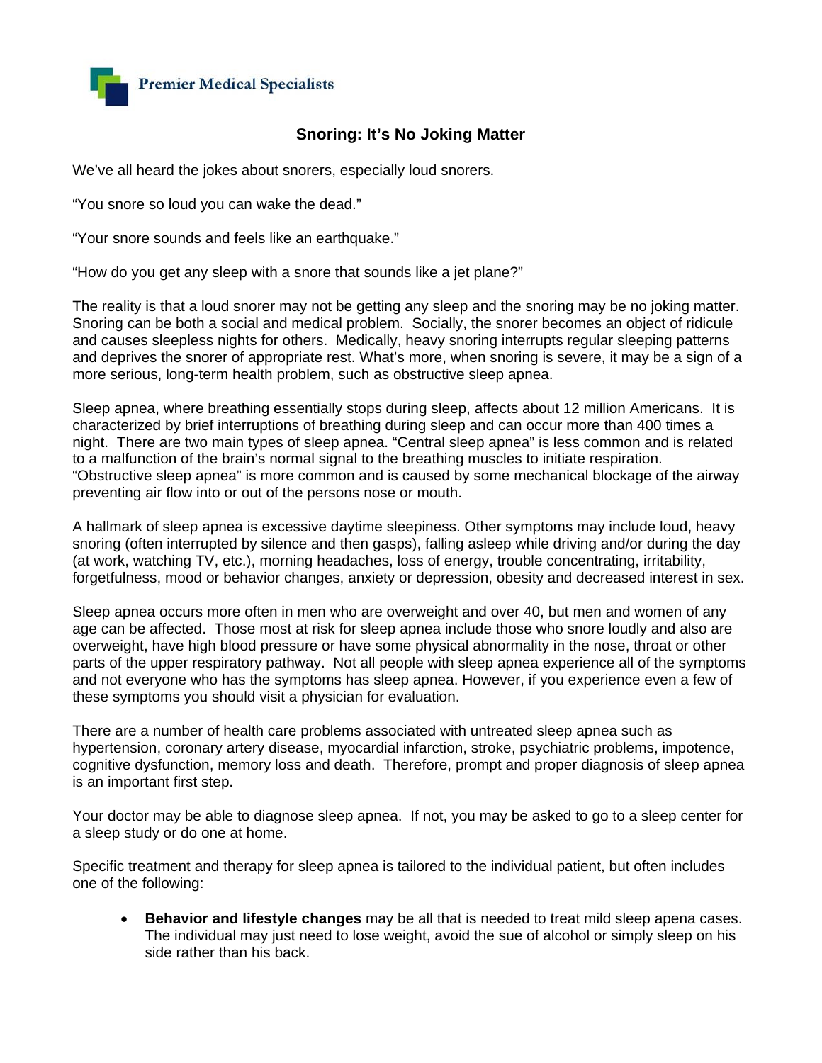Premier Medical Specialists

# Snoring: It's No Joking Matter

We've all heard the jokes about snorers, especially loud snorers.

"You snore so loud you can wake the dead."

"Your snore sounds and feels like an earthquake."

"How do you get any sleep with a snore that sounds like a jet plane?"

The reality is that a loud snorer may not be getting any sleep and the snoring may be no joking matter. Snoring can be both a social and medical problem. Socially, the snorer becomes an object of ridicule and causes sleepless nights for others. Medically, heavy snoring interrupts regular sleeping patterns and deprives the snorer of appropriate rest. What's more, when snoring is severe, it may be a sign of a more serious, long-term health problem, such as obstructive sleep apnea.

Sleep apnea, where breathing essentially stops during sleep, affects about 12 million Americans. It is characterized by brief interruptions of breathing during sleep and can occur more than 400 times a night. There are two main types of sleep apnea. "Central sleep apnea" is less common and is related to a malfunction of the brain's normal signal to the breathing muscles to initiate respiration. "Obstructive sleep apnea" is more common and is caused by some mechanical blockage of the airway preventing air flow into or out of the persons nose or mouth.

A hallmark of sleep apnea is excessive daytime sleepiness. Other symptoms may include loud, heavy snoring (often interrupted by silence and then gasps), falling asleep while driving and/or during the day (at work, watching TV, etc.), morning headaches, loss of energy, trouble concentrating, irritability, forgetfulness, mood or behavior changes, anxiety or depression, obesity and decreased interest in sex.

Sleep apnea occurs more often in men who are overweight and over 40, but men and women of any age can be affected. Those most at risk for sleep apnea include those who snore loudly and also are overweight, have high blood pressure or have some physical abnormality in the nose, throat or other parts of the upper respiratory pathway. Not all people with sleep apnea experience all of the symptoms and not everyone who has the symptoms has sleep apnea. However, if you experience even a few of these symptoms you should visit a physician for evaluation.

There are a number of health care problems associated with untreated sleep apnea such as hypertension, coronary artery disease, myocardial infarction, stroke, psychiatric problems, impotence, cognitive dysfunction, memory loss and death. Therefore, prompt and proper diagnosis of sleep apnea is an important first step.

Your doctor may be able to diagnose sleep apnea. If not, you may be asked to go to a sleep center for a sleep study or do one at home.

Specific treatment and therapy for sleep apnea is tailored to the individual patient, but often includes one of the following:

- **Behavior and lifestyle changes** may be all that is needed to treat mild sleep apena cases. The individual may just need to lose weight, avoid the sue of alcohol or simply sleep on his side rather than his back.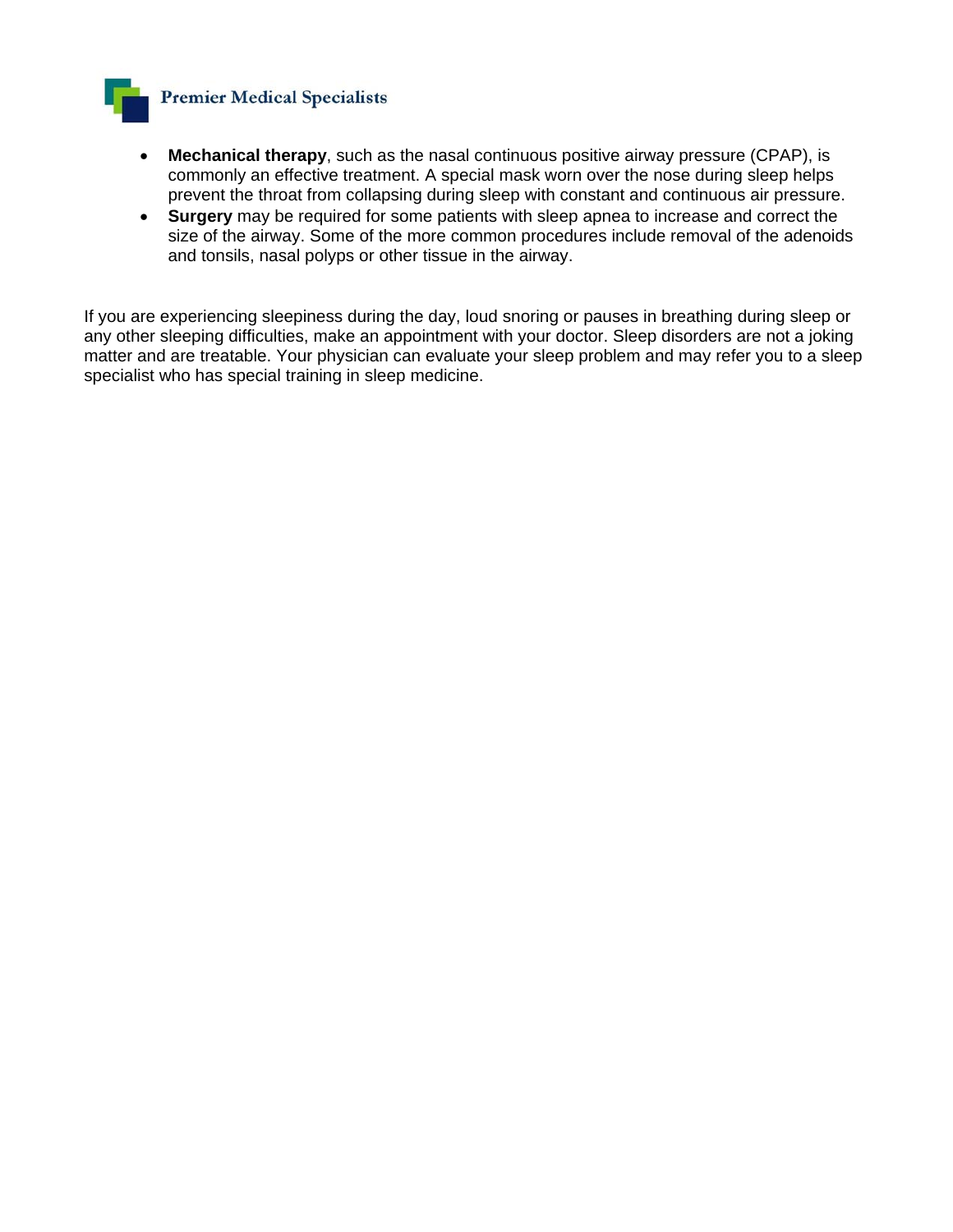- **Mechanical therapy**, such as the nasal continuous positive airway pressure (CPAP), is commonly an effective treatment. A special mask worn over the nose during sleep helps prevent the throat from collapsing during sleep with constant and continuous air pressure.
- **Surgery** may be required for some patients with sleep apnea to increase and correct the size of the airway. Some of the more common procedures include removal of the adenoids and tonsils, nasal polyps or other tissue in the airway.

If you are experiencing sleepiness during the day, loud snoring or pauses in breathing during sleep or any other sleeping difficulties, make an appointment with your doctor. Sleep disorders are not a joking matter and are treatable. Your physician can evaluate your sleep problem and may refer you to a sleep specialist who has special training in sleep medicine.